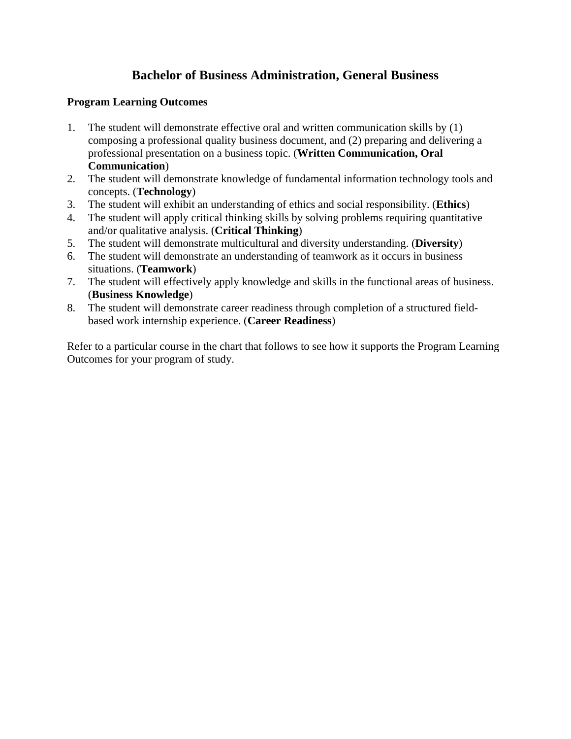# Bachelor of Business Administration, General Business

**Program Learning Outcomes**

1. The student will demonstrate effective oral and written communication skills by (1) composing a professional quality business document, and (2) preparing and delivering a professional presentation on a business topic. (**Written Communication, Oral Communication**)
2. The student will demonstrate knowledge of fundamental information technology tools and concepts. (**Technology**)
3. The student will exhibit an understanding of ethics and social responsibility. (**Ethics**)
4. The student will apply critical thinking skills by solving problems requiring quantitative and/or qualitative analysis. (**Critical Thinking**)
5. The student will demonstrate multicultural and diversity understanding. (**Diversity**)
6. The student will demonstrate an understanding of teamwork as it occurs in business situations. (**Teamwork**)
7. The student will effectively apply knowledge and skills in the functional areas of business. (**Business Knowledge**)
8. The student will demonstrate career readiness through completion of a structured field-based work internship experience. (**Career Readiness**)

Refer to a particular course in the chart that follows to see how it supports the Program Learning Outcomes for your program of study.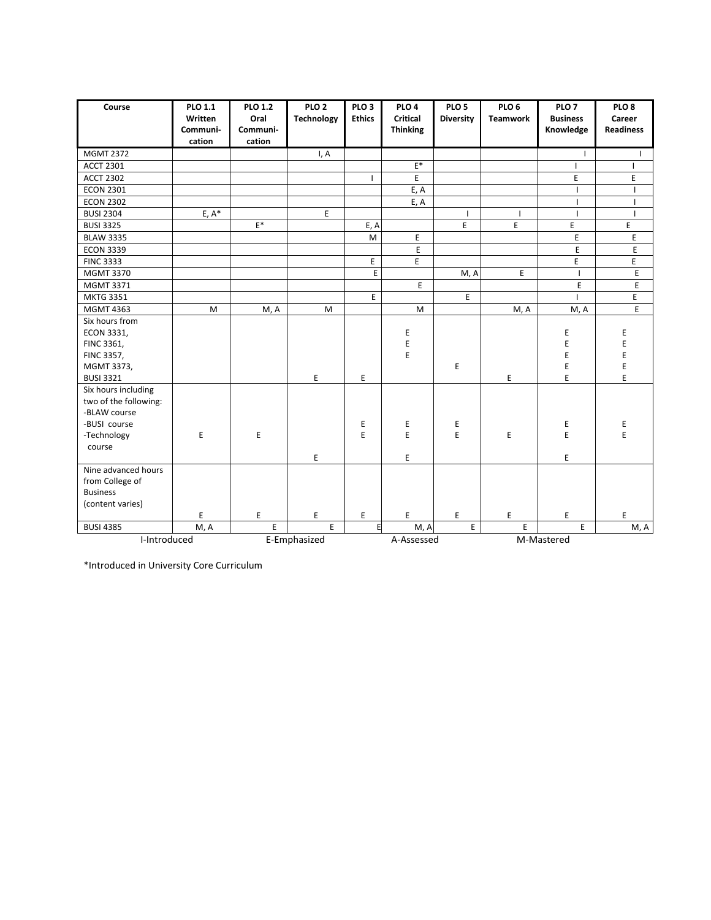| Course | PLO 1.1 Written Communi-cation | PLO 1.2 Oral Communi-cation | PLO 2 Technology | PLO 3 Ethics | PLO 4 Critical Thinking | PLO 5 Diversity | PLO 6 Teamwork | PLO 7 Business Knowledge | PLO 8 Career Readiness |
|---|---|---|---|---|---|---|---|---|---|
| MGMT 2372 | | | I, A | | | | | I | I |
| ACCT 2301 | | | | | E* | | | I | I |
| ACCT 2302 | | | | I | E | | | E | E |
| ECON 2301 | | | | | E, A | | | I | I |
| ECON 2302 | | | | | E, A | | | I | I |
| BUSI 2304 | E, A* | | E | | | I | I | I | I |
| BUSI 3325 | | E* | | E, A | | E | E | E | E |
| BLAW 3335 | | | | M | E | | | E | E |
| ECON 3339 | | | | | E | | | E | E |
| FINC 3333 | | | | E | E | | | E | E |
| MGMT 3370 | | | | E | | M, A | E | I | E |
| MGMT 3371 | | | | | E | | | E | E |
| MKTG 3351 | | | | E | | E | | I | E |
| MGMT 4363 | M | M, A | M | | M | | M, A | M, A | E |
| Six hours from ECON 3331, FINC 3361, FINC 3357, MGMT 3373, BUSI 3321 | | | E | E | E E E | E | E | E E E E E | E E E E E |
| Six hours including two of the following: -BLAW course -BUSI course -Technology course | E | E | E | E E | E E E | E E | E | E E E | E E |
| Nine advanced hours from College of Business (content varies) | E | E | E | E | E | E | E | E | E |
| BUSI 4385 | M, A | E | E | E | M, A | E | E | E | M, A |

I-Introduced E-Emphasized A-Assessed M-Mastered

*Introduced in University Core Curriculum